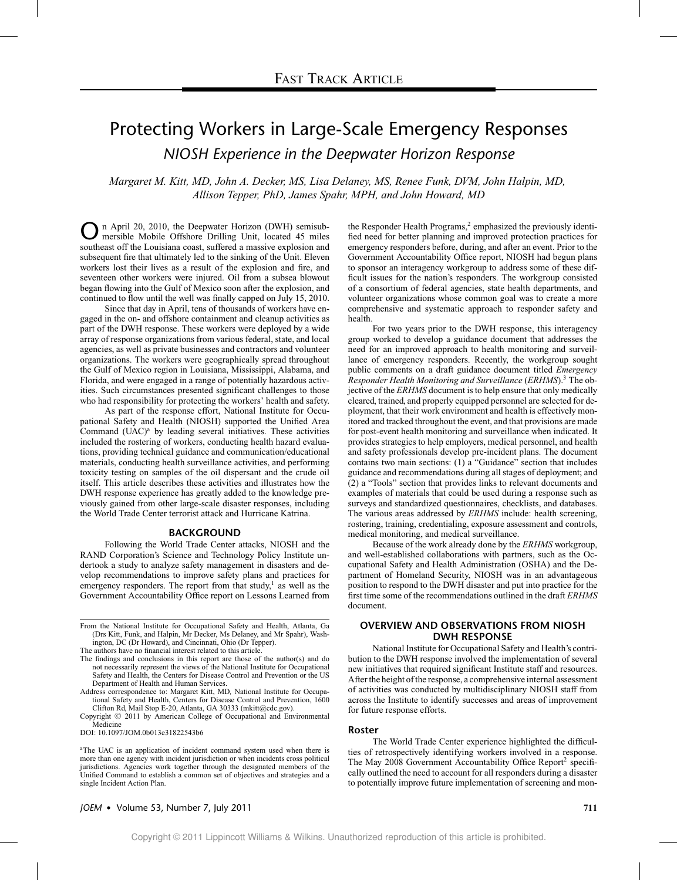# Fast Track Article

# Protecting Workers in Large-Scale Emergency Responses

## *NIOSH Experience in the Deepwater Horizon Response*

*Margaret M. Kitt, MD, John A. Decker, MS, Lisa Delaney, MS, Renee Funk, DVM, John Halpin, MD, Allison Tepper, PhD, James Spahr, MPH, and John Howard, MD*

On April 20, 2010, the Deepwater Horizon (DWH) semisubmersible Mobile Offshore Drilling Unit, located 45 miles southeast off the Louisiana coast, suffered a massive explosion and subsequent fire that ultimately led to the sinking of the Unit. Eleven workers lost their lives as a result of the explosion and fire, and seventeen other workers were injured. Oil from a subsea blowout began flowing into the Gulf of Mexico soon after the explosion, and continued to flow until the well was finally capped on July 15, 2010.

Since that day in April, tens of thousands of workers have engaged in the on- and offshore containment and cleanup activities as part of the DWH response. These workers were deployed by a wide array of response organizations from various federal, state, and local agencies, as well as private businesses and contractors and volunteer organizations. The workers were geographically spread throughout the Gulf of Mexico region in Louisiana, Mississippi, Alabama, and Florida, and were engaged in a range of potentially hazardous activities. Such circumstances presented significant challenges to those who had responsibility for protecting the workers' health and safety.

As part of the response effort, National Institute for Occupational Safety and Health (NIOSH) supported the Unified Area Command (UAC)[a] by leading several initiatives. These activities included the rostering of workers, conducting health hazard evaluations, providing technical guidance and communication/educational materials, conducting health surveillance activities, and performing toxicity testing on samples of the oil dispersant and the crude oil itself. This article describes these activities and illustrates how the DWH response experience has greatly added to the knowledge previously gained from other large-scale disaster responses, including the World Trade Center terrorist attack and Hurricane Katrina.

## BACKGROUND

Following the World Trade Center attacks, NIOSH and the RAND Corporation's Science and Technology Policy Institute undertook a study to analyze safety management in disasters and develop recommendations to improve safety plans and practices for emergency responders. The report from that study,[1] as well as the Government Accountability Office report on Lessons Learned from the Responder Health Programs,[2] emphasized the previously identified need for better planning and improved protection practices for emergency responders before, during, and after an event. Prior to the Government Accountability Office report, NIOSH had begun plans to sponsor an interagency workgroup to address some of these difficult issues for the nation's responders. The workgroup consisted of a consortium of federal agencies, state health departments, and volunteer organizations whose common goal was to create a more comprehensive and systematic approach to responder safety and health.

For two years prior to the DWH response, this interagency group worked to develop a guidance document that addresses the need for an improved approach to health monitoring and surveillance of emergency responders. Recently, the workgroup sought public comments on a draft guidance document titled *Emergency Responder Health Monitoring and Surveillance* (*ERHMS*).[3] The objective of the *ERHMS* document is to help ensure that only medically cleared, trained, and properly equipped personnel are selected for deployment, that their work environment and health is effectively monitored and tracked throughout the event, and that provisions are made for post-event health monitoring and surveillance when indicated. It provides strategies to help employers, medical personnel, and health and safety professionals develop pre-incident plans. The document contains two main sections: (1) a "Guidance" section that includes guidance and recommendations during all stages of deployment; and (2) a "Tools" section that provides links to relevant documents and examples of materials that could be used during a response such as surveys and standardized questionnaires, checklists, and databases. The various areas addressed by *ERHMS* include: health screening, rostering, training, credentialing, exposure assessment and controls, medical monitoring, and medical surveillance.

Because of the work already done by the *ERHMS* workgroup, and well-established collaborations with partners, such as the Occupational Safety and Health Administration (OSHA) and the Department of Homeland Security, NIOSH was in an advantageous position to respond to the DWH disaster and put into practice for the first time some of the recommendations outlined in the draft *ERHMS* document.

## OVERVIEW AND OBSERVATIONS FROM NIOSH DWH RESPONSE

National Institute for Occupational Safety and Health's contribution to the DWH response involved the implementation of several new initiatives that required significant Institute staff and resources. After the height of the response, a comprehensive internal assessment of activities was conducted by multidisciplinary NIOSH staff from across the Institute to identify successes and areas of improvement for future response efforts.

### Roster

The World Trade Center experience highlighted the difficulties of retrospectively identifying workers involved in a response. The May 2008 Government Accountability Office Report[2] specifically outlined the need to account for all responders during a disaster to potentially improve future implementation of screening and mon-

---

From the National Institute for Occupational Safety and Health, Atlanta, Ga (Drs Kitt, Funk, and Halpin, Mr Decker, Ms Delaney, and Mr Spahr), Washington, DC (Dr Howard), and Cincinnati, Ohio (Dr Tepper).

The authors have no financial interest related to this article.

The findings and conclusions in this report are those of the author(s) and do not necessarily represent the views of the National Institute for Occupational Safety and Health, the Centers for Disease Control and Prevention or the US Department of Health and Human Services.

Address correspondence to: Margaret Kitt, MD, National Institute for Occupational Safety and Health, Centers for Disease Control and Prevention, 1600 Clifton Rd, Mail Stop E-20, Atlanta, GA 30333 (mkitt@cdc.gov).

Copyright © 2011 by American College of Occupational and Environmental Medicine

DOI: 10.1097/JOM.0b013e31822543b6

[a]The UAC is an application of incident command system used when there is more than one agency with incident jurisdiction or when incidents cross political jurisdictions. Agencies work together through the designated members of the Unified Command to establish a common set of objectives and strategies and a single Incident Action Plan.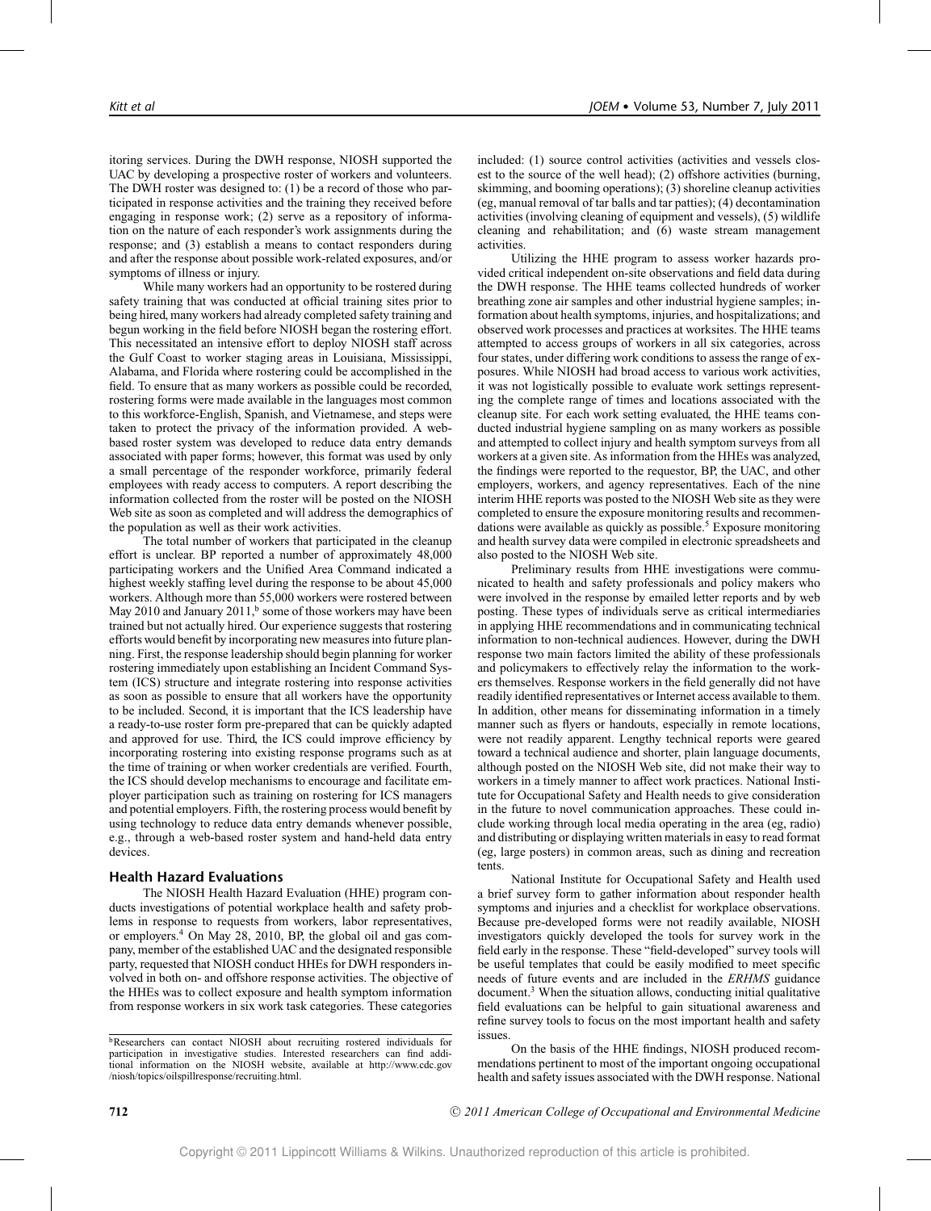itoring services. During the DWH response, NIOSH supported the UAC by developing a prospective roster of workers and volunteers. The DWH roster was designed to: (1) be a record of those who participated in response activities and the training they received before engaging in response work; (2) serve as a repository of information on the nature of each responder's work assignments during the response; and (3) establish a means to contact responders during and after the response about possible work-related exposures, and/or symptoms of illness or injury.

While many workers had an opportunity to be rostered during safety training that was conducted at official training sites prior to being hired, many workers had already completed safety training and begun working in the field before NIOSH began the rostering effort. This necessitated an intensive effort to deploy NIOSH staff across the Gulf Coast to worker staging areas in Louisiana, Mississippi, Alabama, and Florida where rostering could be accomplished in the field. To ensure that as many workers as possible could be recorded, rostering forms were made available in the languages most common to this workforce-English, Spanish, and Vietnamese, and steps were taken to protect the privacy of the information provided. A web-based roster system was developed to reduce data entry demands associated with paper forms; however, this format was used by only a small percentage of the responder workforce, primarily federal employees with ready access to computers. A report describing the information collected from the roster will be posted on the NIOSH Web site as soon as completed and will address the demographics of the population as well as their work activities.

The total number of workers that participated in the cleanup effort is unclear. BP reported a number of approximately 48,000 participating workers and the Unified Area Command indicated a highest weekly staffing level during the response to be about 45,000 workers. Although more than 55,000 workers were rostered between May 2010 and January 2011,[b] some of those workers may have been trained but not actually hired. Our experience suggests that rostering efforts would benefit by incorporating new measures into future planning. First, the response leadership should begin planning for worker rostering immediately upon establishing an Incident Command System (ICS) structure and integrate rostering into response activities as soon as possible to ensure that all workers have the opportunity to be included. Second, it is important that the ICS leadership have a ready-to-use roster form pre-prepared that can be quickly adapted and approved for use. Third, the ICS could improve efficiency by incorporating rostering into existing response programs such as at the time of training or when worker credentials are verified. Fourth, the ICS should develop mechanisms to encourage and facilitate employer participation such as training on rostering for ICS managers and potential employers. Fifth, the rostering process would benefit by using technology to reduce data entry demands whenever possible, e.g., through a web-based roster system and hand-held data entry devices.

## Health Hazard Evaluations

The NIOSH Health Hazard Evaluation (HHE) program conducts investigations of potential workplace health and safety problems in response to requests from workers, labor representatives, or employers.[4] On May 28, 2010, BP, the global oil and gas company, member of the established UAC and the designated responsible party, requested that NIOSH conduct HHEs for DWH responders involved in both on- and offshore response activities. The objective of the HHEs was to collect exposure and health symptom information from response workers in six work task categories. These categories included: (1) source control activities (activities and vessels closest to the source of the well head); (2) offshore activities (burning, skimming, and booming operations); (3) shoreline cleanup activities (eg, manual removal of tar balls and tar patties); (4) decontamination activities (involving cleaning of equipment and vessels), (5) wildlife cleaning and rehabilitation; and (6) waste stream management activities.

Utilizing the HHE program to assess worker hazards provided critical independent on-site observations and field data during the DWH response. The HHE teams collected hundreds of worker breathing zone air samples and other industrial hygiene samples; information about health symptoms, injuries, and hospitalizations; and observed work processes and practices at worksites. The HHE teams attempted to access groups of workers in all six categories, across four states, under differing work conditions to assess the range of exposures. While NIOSH had broad access to various work activities, it was not logistically possible to evaluate work settings representing the complete range of times and locations associated with the cleanup site. For each work setting evaluated, the HHE teams conducted industrial hygiene sampling on as many workers as possible and attempted to collect injury and health symptom surveys from all workers at a given site. As information from the HHEs was analyzed, the findings were reported to the requestor, BP, the UAC, and other employers, workers, and agency representatives. Each of the nine interim HHE reports was posted to the NIOSH Web site as they were completed to ensure the exposure monitoring results and recommendations were available as quickly as possible.[5] Exposure monitoring and health survey data were compiled in electronic spreadsheets and also posted to the NIOSH Web site.

Preliminary results from HHE investigations were communicated to health and safety professionals and policy makers who were involved in the response by emailed letter reports and by web posting. These types of individuals serve as critical intermediaries in applying HHE recommendations and in communicating technical information to non-technical audiences. However, during the DWH response two main factors limited the ability of these professionals and policymakers to effectively relay the information to the workers themselves. Response workers in the field generally did not have readily identified representatives or Internet access available to them. In addition, other means for disseminating information in a timely manner such as flyers or handouts, especially in remote locations, were not readily apparent. Lengthy technical reports were geared toward a technical audience and shorter, plain language documents, although posted on the NIOSH Web site, did not make their way to workers in a timely manner to affect work practices. National Institute for Occupational Safety and Health needs to give consideration in the future to novel communication approaches. These could include working through local media operating in the area (eg, radio) and distributing or displaying written materials in easy to read format (eg, large posters) in common areas, such as dining and recreation tents.

National Institute for Occupational Safety and Health used a brief survey form to gather information about responder health symptoms and injuries and a checklist for workplace observations. Because pre-developed forms were not readily available, NIOSH investigators quickly developed the tools for survey work in the field early in the response. These "field-developed" survey tools will be useful templates that could be easily modified to meet specific needs of future events and are included in the *ERHMS* guidance document.[3] When the situation allows, conducting initial qualitative field evaluations can be helpful to gain situational awareness and refine survey tools to focus on the most important health and safety issues.

On the basis of the HHE findings, NIOSH produced recommendations pertinent to most of the important ongoing occupational health and safety issues associated with the DWH response. National

[b]Researchers can contact NIOSH about recruiting rostered individuals for participation in investigative studies. Interested researchers can find additional information on the NIOSH website, available at http://www.cdc.gov/niosh/topics/oilspillresponse/recruiting.html.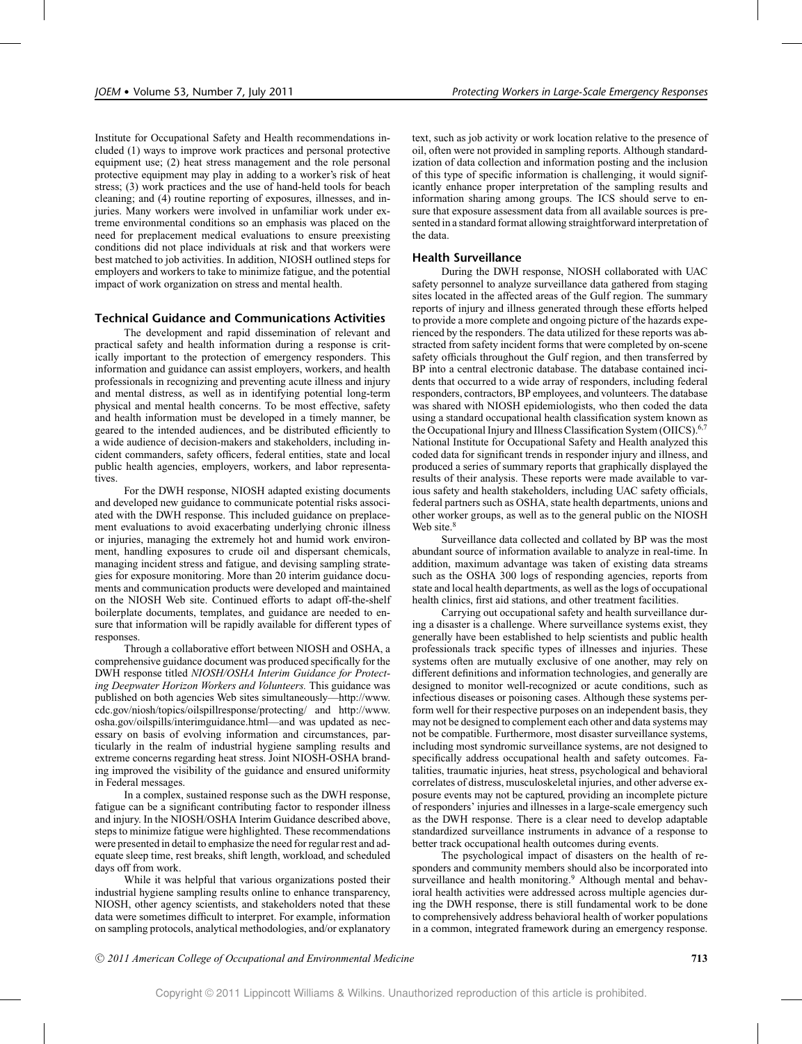Institute for Occupational Safety and Health recommendations included (1) ways to improve work practices and personal protective equipment use; (2) heat stress management and the role personal protective equipment may play in adding to a worker's risk of heat stress; (3) work practices and the use of hand-held tools for beach cleaning; and (4) routine reporting of exposures, illnesses, and injuries. Many workers were involved in unfamiliar work under extreme environmental conditions so an emphasis was placed on the need for preplacement medical evaluations to ensure preexisting conditions did not place individuals at risk and that workers were best matched to job activities. In addition, NIOSH outlined steps for employers and workers to take to minimize fatigue, and the potential impact of work organization on stress and mental health.

### Technical Guidance and Communications Activities

The development and rapid dissemination of relevant and practical safety and health information during a response is critically important to the protection of emergency responders. This information and guidance can assist employers, workers, and health professionals in recognizing and preventing acute illness and injury and mental distress, as well as in identifying potential long-term physical and mental health concerns. To be most effective, safety and health information must be developed in a timely manner, be geared to the intended audiences, and be distributed efficiently to a wide audience of decision-makers and stakeholders, including incident commanders, safety officers, federal entities, state and local public health agencies, employers, workers, and labor representatives.

For the DWH response, NIOSH adapted existing documents and developed new guidance to communicate potential risks associated with the DWH response. This included guidance on preplacement evaluations to avoid exacerbating underlying chronic illness or injuries, managing the extremely hot and humid work environment, handling exposures to crude oil and dispersant chemicals, managing incident stress and fatigue, and devising sampling strategies for exposure monitoring. More than 20 interim guidance documents and communication products were developed and maintained on the NIOSH Web site. Continued efforts to adapt off-the-shelf boilerplate documents, templates, and guidance are needed to ensure that information will be rapidly available for different types of responses.

Through a collaborative effort between NIOSH and OSHA, a comprehensive guidance document was produced specifically for the DWH response titled *NIOSH/OSHA Interim Guidance for Protecting Deepwater Horizon Workers and Volunteers.* This guidance was published on both agencies Web sites simultaneously—http://www.cdc.gov/niosh/topics/oilspillresponse/protecting/ and http://www.osha.gov/oilspills/interimguidance.html—and was updated as necessary on basis of evolving information and circumstances, particularly in the realm of industrial hygiene sampling results and extreme concerns regarding heat stress. Joint NIOSH-OSHA branding improved the visibility of the guidance and ensured uniformity in Federal messages.

In a complex, sustained response such as the DWH response, fatigue can be a significant contributing factor to responder illness and injury. In the NIOSH/OSHA Interim Guidance described above, steps to minimize fatigue were highlighted. These recommendations were presented in detail to emphasize the need for regular rest and adequate sleep time, rest breaks, shift length, workload, and scheduled days off from work.

While it was helpful that various organizations posted their industrial hygiene sampling results online to enhance transparency, NIOSH, other agency scientists, and stakeholders noted that these data were sometimes difficult to interpret. For example, information on sampling protocols, analytical methodologies, and/or explanatory text, such as job activity or work location relative to the presence of oil, often were not provided in sampling reports. Although standardization of data collection and information posting and the inclusion of this type of specific information is challenging, it would significantly enhance proper interpretation of the sampling results and information sharing among groups. The ICS should serve to ensure that exposure assessment data from all available sources is presented in a standard format allowing straightforward interpretation of the data.

### Health Surveillance

During the DWH response, NIOSH collaborated with UAC safety personnel to analyze surveillance data gathered from staging sites located in the affected areas of the Gulf region. The summary reports of injury and illness generated through these efforts helped to provide a more complete and ongoing picture of the hazards experienced by the responders. The data utilized for these reports was abstracted from safety incident forms that were completed by on-scene safety officials throughout the Gulf region, and then transferred by BP into a central electronic database. The database contained incidents that occurred to a wide array of responders, including federal responders, contractors, BP employees, and volunteers. The database was shared with NIOSH epidemiologists, who then coded the data using a standard occupational health classification system known as the Occupational Injury and Illness Classification System (OIICS).[6,7] National Institute for Occupational Safety and Health analyzed this coded data for significant trends in responder injury and illness, and produced a series of summary reports that graphically displayed the results of their analysis. These reports were made available to various safety and health stakeholders, including UAC safety officials, federal partners such as OSHA, state health departments, unions and other worker groups, as well as to the general public on the NIOSH Web site.[8]

Surveillance data collected and collated by BP was the most abundant source of information available to analyze in real-time. In addition, maximum advantage was taken of existing data streams such as the OSHA 300 logs of responding agencies, reports from state and local health departments, as well as the logs of occupational health clinics, first aid stations, and other treatment facilities.

Carrying out occupational safety and health surveillance during a disaster is a challenge. Where surveillance systems exist, they generally have been established to help scientists and public health professionals track specific types of illnesses and injuries. These systems often are mutually exclusive of one another, may rely on different definitions and information technologies, and generally are designed to monitor well-recognized or acute conditions, such as infectious diseases or poisoning cases. Although these systems perform well for their respective purposes on an independent basis, they may not be designed to complement each other and data systems may not be compatible. Furthermore, most disaster surveillance systems, including most syndromic surveillance systems, are not designed to specifically address occupational health and safety outcomes. Fatalities, traumatic injuries, heat stress, psychological and behavioral correlates of distress, musculoskeletal injuries, and other adverse exposure events may not be captured, providing an incomplete picture of responders' injuries and illnesses in a large-scale emergency such as the DWH response. There is a clear need to develop adaptable standardized surveillance instruments in advance of a response to better track occupational health outcomes during events.

The psychological impact of disasters on the health of responders and community members should also be incorporated into surveillance and health monitoring.[9] Although mental and behavioral health activities were addressed across multiple agencies during the DWH response, there is still fundamental work to be done to comprehensively address behavioral health of worker populations in a common, integrated framework during an emergency response.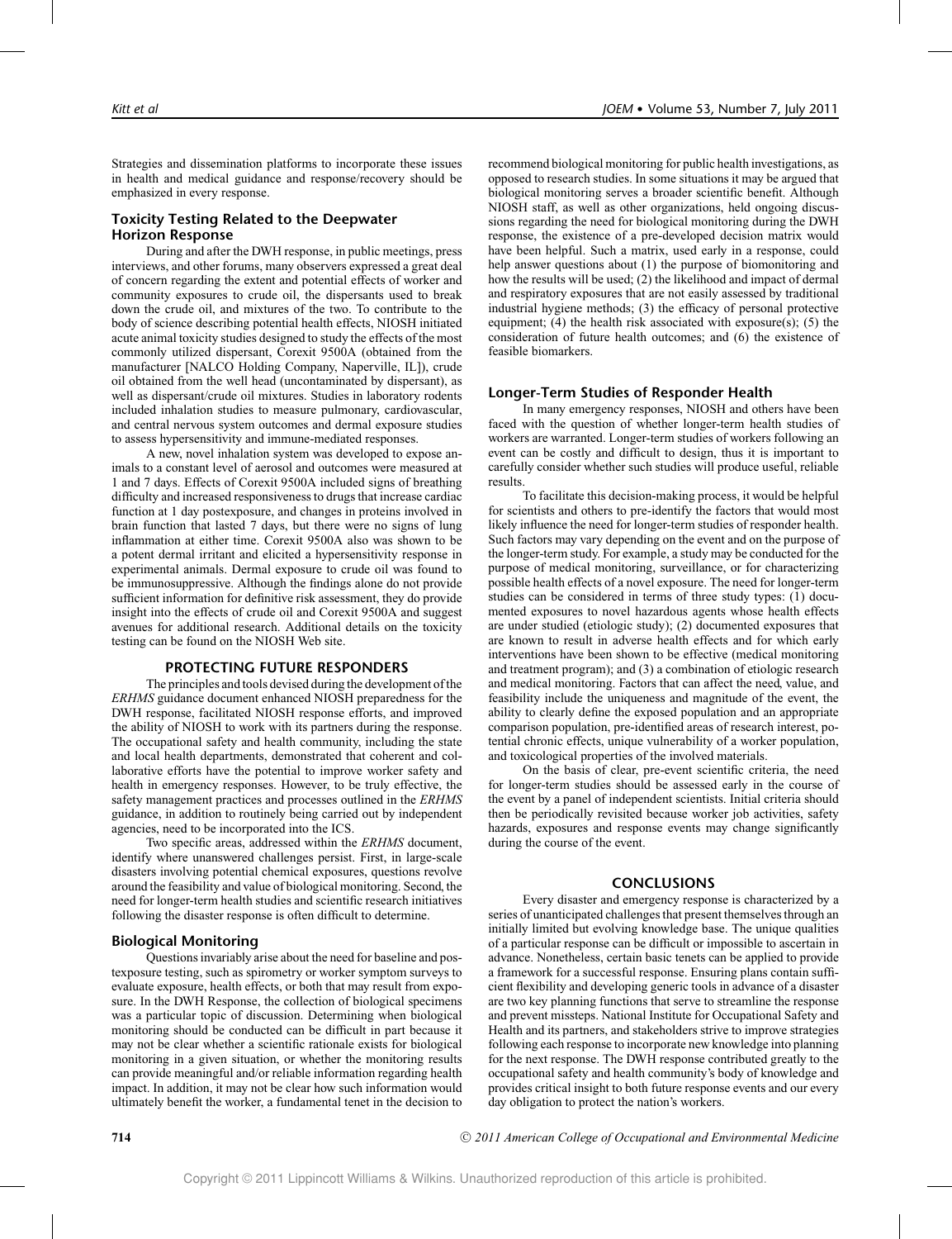Strategies and dissemination platforms to incorporate these issues in health and medical guidance and response/recovery should be emphasized in every response.

### Toxicity Testing Related to the Deepwater Horizon Response

During and after the DWH response, in public meetings, press interviews, and other forums, many observers expressed a great deal of concern regarding the extent and potential effects of worker and community exposures to crude oil, the dispersants used to break down the crude oil, and mixtures of the two. To contribute to the body of science describing potential health effects, NIOSH initiated acute animal toxicity studies designed to study the effects of the most commonly utilized dispersant, Corexit 9500A (obtained from the manufacturer [NALCO Holding Company, Naperville, IL]), crude oil obtained from the well head (uncontaminated by dispersant), as well as dispersant/crude oil mixtures. Studies in laboratory rodents included inhalation studies to measure pulmonary, cardiovascular, and central nervous system outcomes and dermal exposure studies to assess hypersensitivity and immune-mediated responses.

A new, novel inhalation system was developed to expose animals to a constant level of aerosol and outcomes were measured at 1 and 7 days. Effects of Corexit 9500A included signs of breathing difficulty and increased responsiveness to drugs that increase cardiac function at 1 day postexposure, and changes in proteins involved in brain function that lasted 7 days, but there were no signs of lung inflammation at either time. Corexit 9500A also was shown to be a potent dermal irritant and elicited a hypersensitivity response in experimental animals. Dermal exposure to crude oil was found to be immunosuppressive. Although the findings alone do not provide sufficient information for definitive risk assessment, they do provide insight into the effects of crude oil and Corexit 9500A and suggest avenues for additional research. Additional details on the toxicity testing can be found on the NIOSH Web site.

## PROTECTING FUTURE RESPONDERS

The principles and tools devised during the development of the *ERHMS* guidance document enhanced NIOSH preparedness for the DWH response, facilitated NIOSH response efforts, and improved the ability of NIOSH to work with its partners during the response. The occupational safety and health community, including the state and local health departments, demonstrated that coherent and collaborative efforts have the potential to improve worker safety and health in emergency responses. However, to be truly effective, the safety management practices and processes outlined in the *ERHMS* guidance, in addition to routinely being carried out by independent agencies, need to be incorporated into the ICS.

Two specific areas, addressed within the *ERHMS* document, identify where unanswered challenges persist. First, in large-scale disasters involving potential chemical exposures, questions revolve around the feasibility and value of biological monitoring. Second, the need for longer-term health studies and scientific research initiatives following the disaster response is often difficult to determine.

### Biological Monitoring

Questions invariably arise about the need for baseline and postexposure testing, such as spirometry or worker symptom surveys to evaluate exposure, health effects, or both that may result from exposure. In the DWH Response, the collection of biological specimens was a particular topic of discussion. Determining when biological monitoring should be conducted can be difficult in part because it may not be clear whether a scientific rationale exists for biological monitoring in a given situation, or whether the monitoring results can provide meaningful and/or reliable information regarding health impact. In addition, it may not be clear how such information would ultimately benefit the worker, a fundamental tenet in the decision to recommend biological monitoring for public health investigations, as opposed to research studies. In some situations it may be argued that biological monitoring serves a broader scientific benefit. Although NIOSH staff, as well as other organizations, held ongoing discussions regarding the need for biological monitoring during the DWH response, the existence of a pre-developed decision matrix would have been helpful. Such a matrix, used early in a response, could help answer questions about (1) the purpose of biomonitoring and how the results will be used; (2) the likelihood and impact of dermal and respiratory exposures that are not easily assessed by traditional industrial hygiene methods; (3) the efficacy of personal protective equipment; (4) the health risk associated with exposure(s); (5) the consideration of future health outcomes; and (6) the existence of feasible biomarkers.

### Longer-Term Studies of Responder Health

In many emergency responses, NIOSH and others have been faced with the question of whether longer-term health studies of workers are warranted. Longer-term studies of workers following an event can be costly and difficult to design, thus it is important to carefully consider whether such studies will produce useful, reliable results.

To facilitate this decision-making process, it would be helpful for scientists and others to pre-identify the factors that would most likely influence the need for longer-term studies of responder health. Such factors may vary depending on the event and on the purpose of the longer-term study. For example, a study may be conducted for the purpose of medical monitoring, surveillance, or for characterizing possible health effects of a novel exposure. The need for longer-term studies can be considered in terms of three study types: (1) documented exposures to novel hazardous agents whose health effects are under studied (etiologic study); (2) documented exposures that are known to result in adverse health effects and for which early interventions have been shown to be effective (medical monitoring and treatment program); and (3) a combination of etiologic research and medical monitoring. Factors that can affect the need, value, and feasibility include the uniqueness and magnitude of the event, the ability to clearly define the exposed population and an appropriate comparison population, pre-identified areas of research interest, potential chronic effects, unique vulnerability of a worker population, and toxicological properties of the involved materials.

On the basis of clear, pre-event scientific criteria, the need for longer-term studies should be assessed early in the course of the event by a panel of independent scientists. Initial criteria should then be periodically revisited because worker job activities, safety hazards, exposures and response events may change significantly during the course of the event.

## CONCLUSIONS

Every disaster and emergency response is characterized by a series of unanticipated challenges that present themselves through an initially limited but evolving knowledge base. The unique qualities of a particular response can be difficult or impossible to ascertain in advance. Nonetheless, certain basic tenets can be applied to provide a framework for a successful response. Ensuring plans contain sufficient flexibility and developing generic tools in advance of a disaster are two key planning functions that serve to streamline the response and prevent missteps. National Institute for Occupational Safety and Health and its partners, and stakeholders strive to improve strategies following each response to incorporate new knowledge into planning for the next response. The DWH response contributed greatly to the occupational safety and health community's body of knowledge and provides critical insight to both future response events and our every day obligation to protect the nation's workers.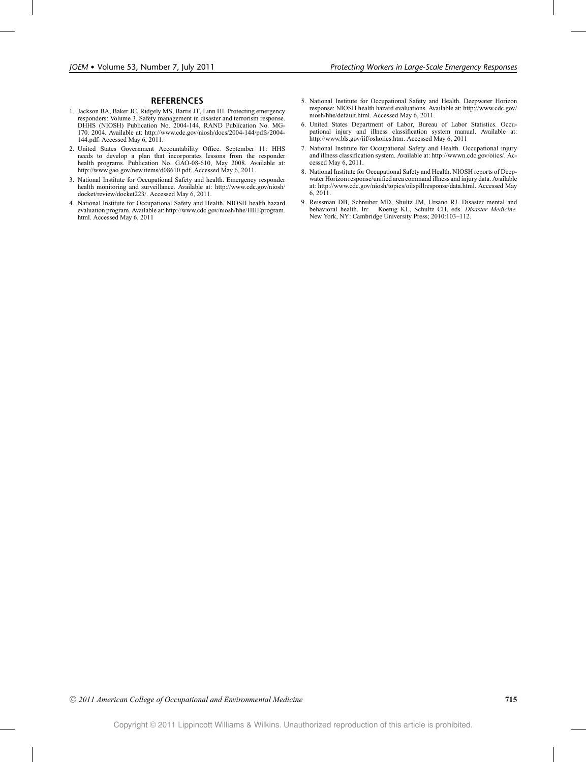## REFERENCES

1. Jackson BA, Baker JC, Ridgely MS, Bartis JT, Linn HI. Protecting emergency responders: Volume 3. Safety management in disaster and terrorism response. DHHS (NIOSH) Publication No. 2004-144, RAND Publication No. MG-170. 2004. Available at: http://www.cdc.gov/niosh/docs/2004-144/pdfs/2004-144.pdf. Accessed May 6, 2011.
2. United States Government Accountability Office. September 11: HHS needs to develop a plan that incorporates lessons from the responder health programs. Publication No. GAO-08-610, May 2008. Available at: http://www.gao.gov/new.items/d08610.pdf. Accessed May 6, 2011.
3. National Institute for Occupational Safety and health. Emergency responder health monitoring and surveillance. Available at: http://www.cdc.gov/niosh/docket/review/docket223/. Accessed May 6, 2011.
4. National Institute for Occupational Safety and Health. NIOSH health hazard evaluation program. Available at: http://www.cdc.gov/niosh/hhe/HHEprogram.html. Accessed May 6, 2011
5. National Institute for Occupational Safety and Health. Deepwater Horizon response: NIOSH health hazard evaluations. Available at: http://www.cdc.gov/niosh/hhe/default.html. Accessed May 6, 2011.
6. United States Department of Labor, Bureau of Labor Statistics. Occupational injury and illness classification system manual. Available at: http://www.bls.gov/iif/oshoiics.htm. Accessed May 6, 2011
7. National Institute for Occupational Safety and Health. Occupational injury and illness classification system. Available at: http://wwwn.cdc.gov/oiics/. Accessed May 6, 2011.
8. National Institute for Occupational Safety and Health. NIOSH reports of Deepwater Horizon response/unified area command illness and injury data. Available at: http://www.cdc.gov/niosh/topics/oilspillresponse/data.html. Accessed May 6, 2011.
9. Reissman DB, Schreiber MD, Shultz JM, Ursano RJ. Disaster mental and behavioral health. In: Koenig KL, Schultz CH, eds. *Disaster Medicine.* New York, NY: Cambridge University Press; 2010:103–112.